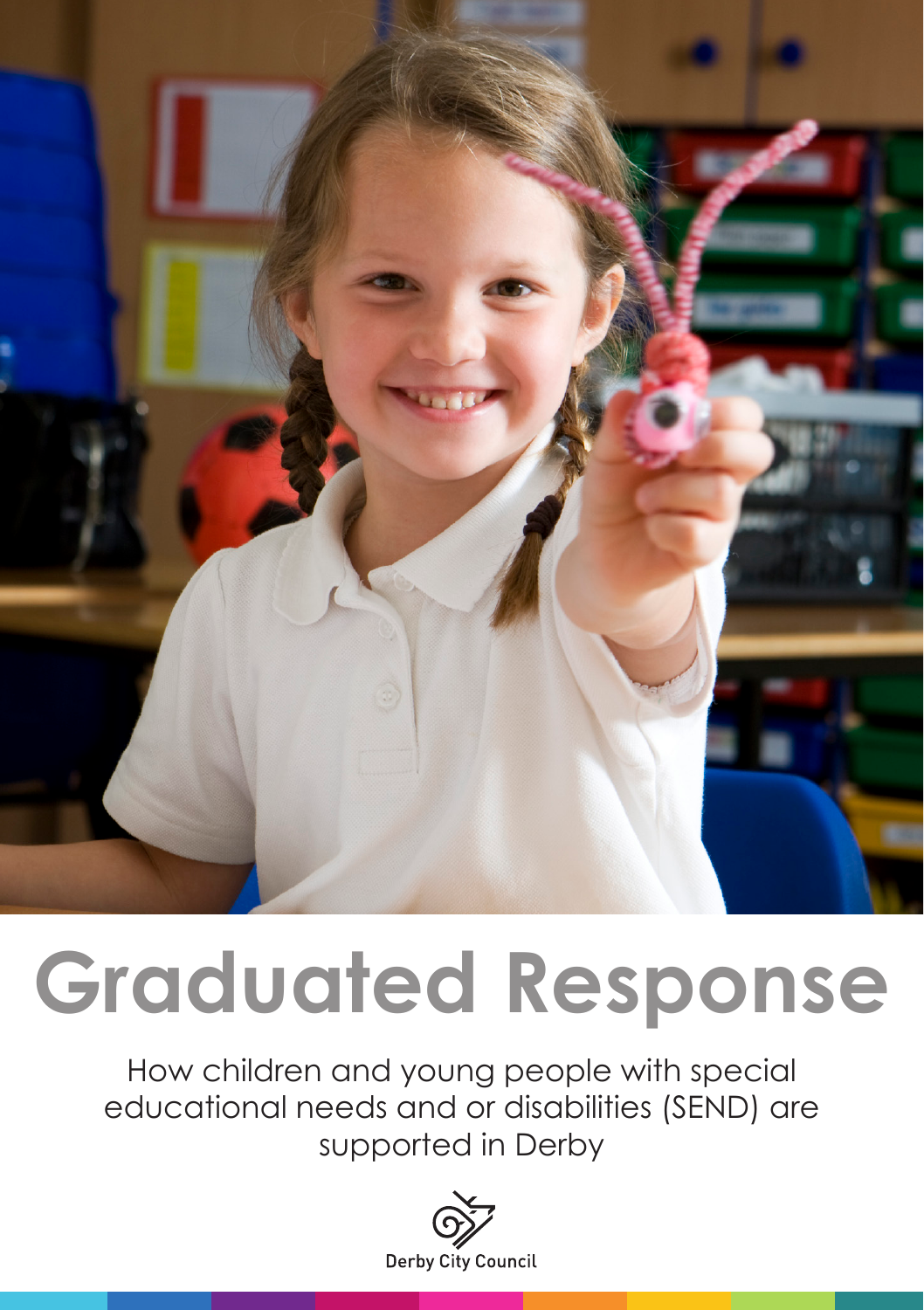# Graduated Response

How children and young people with special educational needs and or disabilities (SEND) are supported in Derby

Derby City Council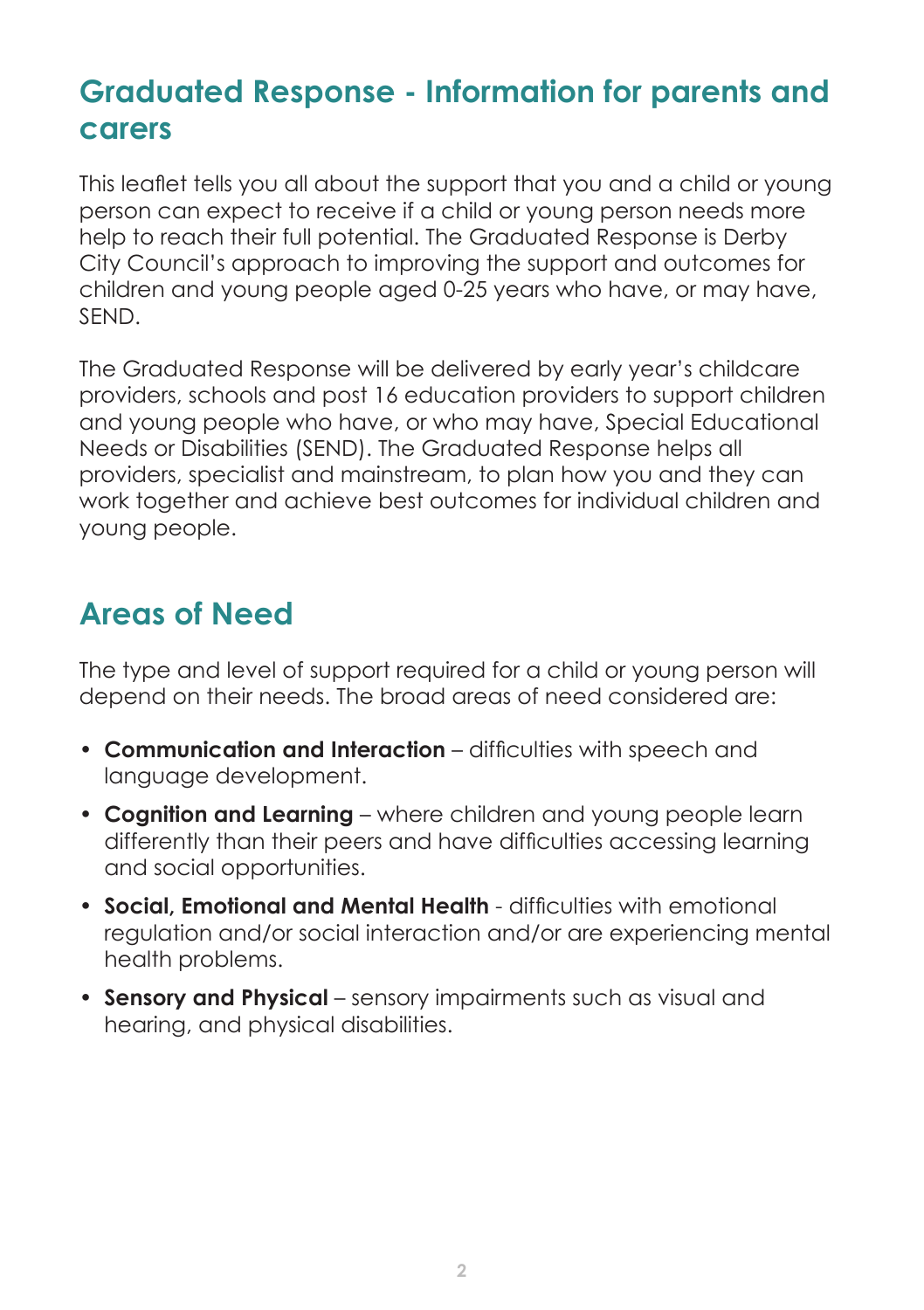## Graduated Response - Information for parents and carers

This leaflet tells you all about the support that you and a child or young person can expect to receive if a child or young person needs more help to reach their full potential. The Graduated Response is Derby City Council's approach to improving the support and outcomes for children and young people aged 0-25 years who have, or may have, SEND.

The Graduated Response will be delivered by early year's childcare providers, schools and post 16 education providers to support children and young people who have, or who may have, Special Educational Needs or Disabilities (SEND). The Graduated Response helps all providers, specialist and mainstream, to plan how you and they can work together and achieve best outcomes for individual children and young people.

## Areas of Need

The type and level of support required for a child or young person will depend on their needs. The broad areas of need considered are:

- **Communication and Interaction** – difficulties with speech and language development.
- **Cognition and Learning** – where children and young people learn differently than their peers and have difficulties accessing learning and social opportunities.
- **Social, Emotional and Mental Health** - difficulties with emotional regulation and/or social interaction and/or are experiencing mental health problems.
- **Sensory and Physical** – sensory impairments such as visual and hearing, and physical disabilities.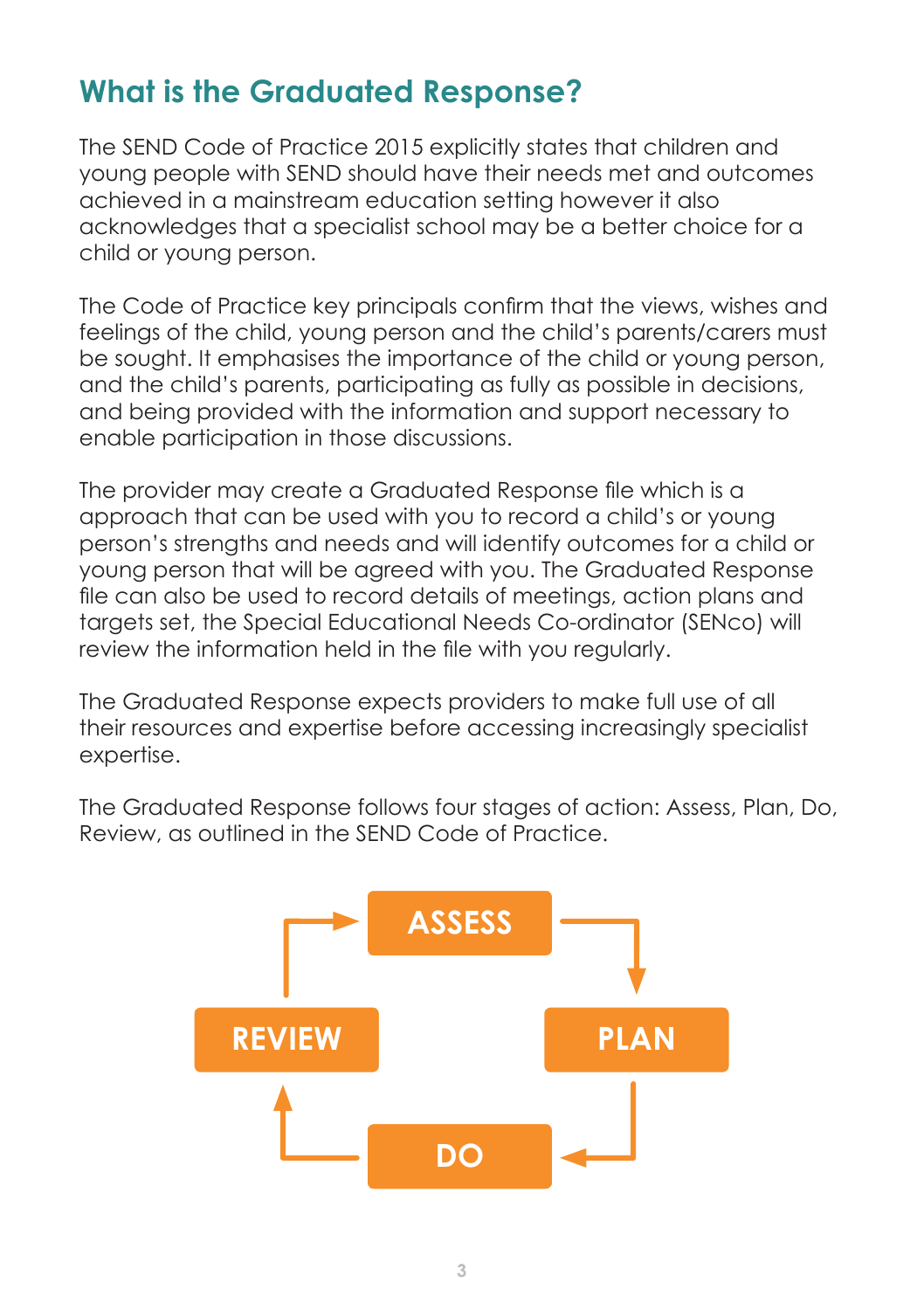## What is the Graduated Response?

The SEND Code of Practice 2015 explicitly states that children and young people with SEND should have their needs met and outcomes achieved in a mainstream education setting however it also acknowledges that a specialist school may be a better choice for a child or young person.

The Code of Practice key principals confirm that the views, wishes and feelings of the child, young person and the child's parents/carers must be sought. It emphasises the importance of the child or young person, and the child's parents, participating as fully as possible in decisions, and being provided with the information and support necessary to enable participation in those discussions.

The provider may create a Graduated Response file which is a approach that can be used with you to record a child's or young person's strengths and needs and will identify outcomes for a child or young person that will be agreed with you. The Graduated Response file can also be used to record details of meetings, action plans and targets set, the Special Educational Needs Co-ordinator (SENco) will review the information held in the file with you regularly.

The Graduated Response expects providers to make full use of all their resources and expertise before accessing increasingly specialist expertise.

The Graduated Response follows four stages of action: Assess, Plan, Do, Review, as outlined in the SEND Code of Practice.

ASSESS

PLAN

DO

REVIEW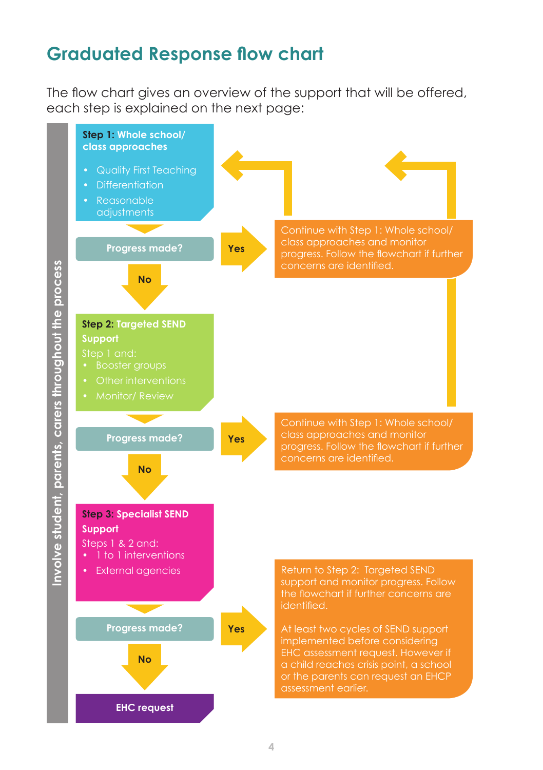# Graduated Response flow chart

The flow chart gives an overview of the support that will be offered, each step is explained on the next page:

Involve student, parents, carers throughout the process

**Step 1: Whole school/ class approaches**

- Quality First Teaching
- Differentiation
- Reasonable adjustments

**Progress made?**

Yes

Continue with Step 1: Whole school/ class approaches and monitor progress. Follow the flowchart if further concerns are identified.

No

**Step 2: Targeted SEND Support**

Step 1 and:

- Booster groups
- Other interventions
- Monitor/ Review

**Progress made?**

Yes

Continue with Step 1: Whole school/ class approaches and monitor progress. Follow the flowchart if further concerns are identified.

No

**Step 3: Specialist SEND Support**

Steps 1 & 2 and:

- 1 to 1 interventions
- External agencies

**Progress made?**

Yes

Return to Step 2: Targeted SEND support and monitor progress. Follow the flowchart if further concerns are identified.

At least two cycles of SEND support implemented before considering EHC assessment request. However if a child reaches crisis point, a school or the parents can request an EHCP assessment earlier.

No

**EHC request**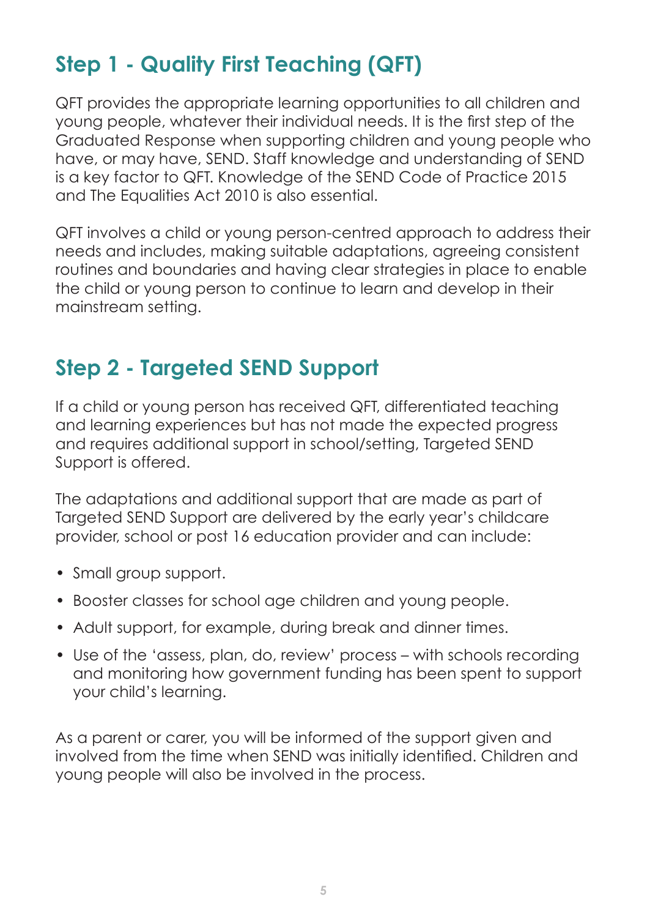## Step 1 - Quality First Teaching (QFT)

QFT provides the appropriate learning opportunities to all children and young people, whatever their individual needs. It is the first step of the Graduated Response when supporting children and young people who have, or may have, SEND. Staff knowledge and understanding of SEND is a key factor to QFT. Knowledge of the SEND Code of Practice 2015 and The Equalities Act 2010 is also essential.

QFT involves a child or young person-centred approach to address their needs and includes, making suitable adaptations, agreeing consistent routines and boundaries and having clear strategies in place to enable the child or young person to continue to learn and develop in their mainstream setting.

## Step 2 - Targeted SEND Support

If a child or young person has received QFT, differentiated teaching and learning experiences but has not made the expected progress and requires additional support in school/setting, Targeted SEND Support is offered.

The adaptations and additional support that are made as part of Targeted SEND Support are delivered by the early year's childcare provider, school or post 16 education provider and can include:

- Small group support.
- Booster classes for school age children and young people.
- Adult support, for example, during break and dinner times.
- Use of the 'assess, plan, do, review' process – with schools recording and monitoring how government funding has been spent to support your child's learning.

As a parent or carer, you will be informed of the support given and involved from the time when SEND was initially identified. Children and young people will also be involved in the process.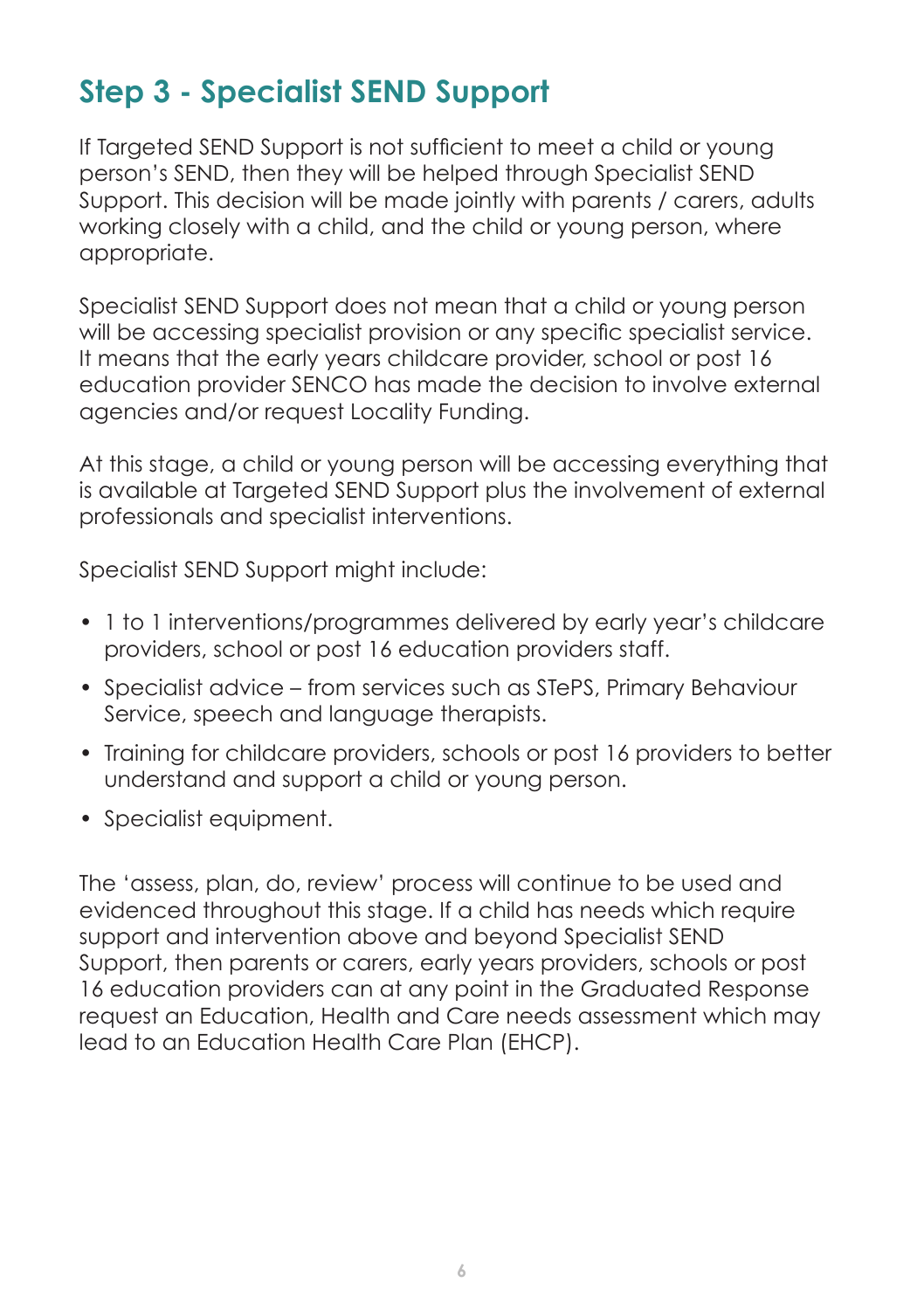## Step 3 - Specialist SEND Support

If Targeted SEND Support is not sufficient to meet a child or young person's SEND, then they will be helped through Specialist SEND Support. This decision will be made jointly with parents / carers, adults working closely with a child, and the child or young person, where appropriate.

Specialist SEND Support does not mean that a child or young person will be accessing specialist provision or any specific specialist service. It means that the early years childcare provider, school or post 16 education provider SENCO has made the decision to involve external agencies and/or request Locality Funding.

At this stage, a child or young person will be accessing everything that is available at Targeted SEND Support plus the involvement of external professionals and specialist interventions.

Specialist SEND Support might include:

- 1 to 1 interventions/programmes delivered by early year's childcare providers, school or post 16 education providers staff.
- Specialist advice – from services such as STePS, Primary Behaviour Service, speech and language therapists.
- Training for childcare providers, schools or post 16 providers to better understand and support a child or young person.
- Specialist equipment.

The 'assess, plan, do, review' process will continue to be used and evidenced throughout this stage. If a child has needs which require support and intervention above and beyond Specialist SEND Support, then parents or carers, early years providers, schools or post 16 education providers can at any point in the Graduated Response request an Education, Health and Care needs assessment which may lead to an Education Health Care Plan (EHCP).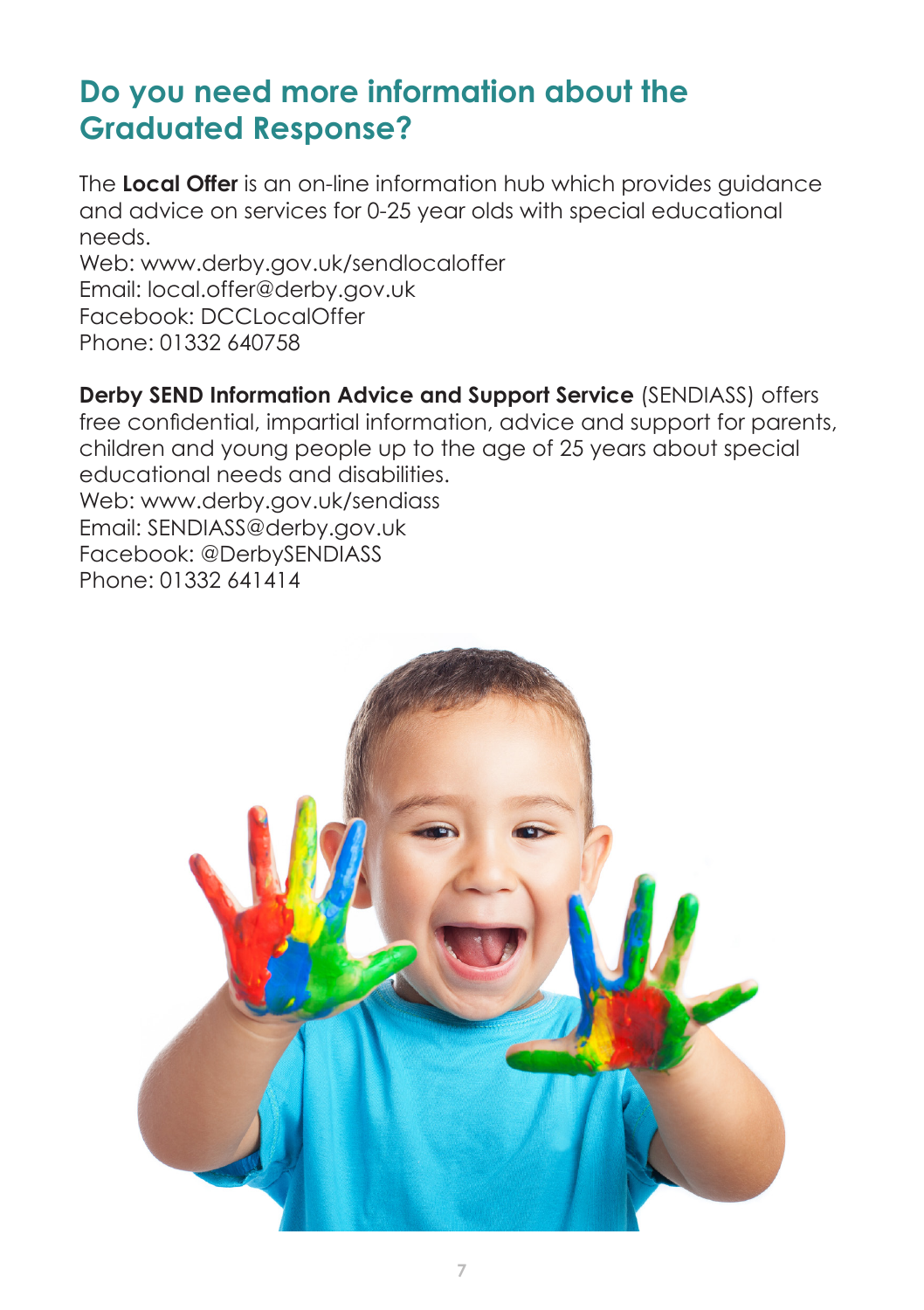## Do you need more information about the Graduated Response?

The **Local Offer** is an on-line information hub which provides guidance and advice on services for 0-25 year olds with special educational needs.
Web: www.derby.gov.uk/sendlocaloffer
Email: local.offer@derby.gov.uk
Facebook: DCCLocalOffer
Phone: 01332 640758

**Derby SEND Information Advice and Support Service** (SENDIASS) offers free confidential, impartial information, advice and support for parents, children and young people up to the age of 25 years about special educational needs and disabilities.
Web: www.derby.gov.uk/sendiass
Email: SENDIASS@derby.gov.uk
Facebook: @DerbySENDIASS
Phone: 01332 641414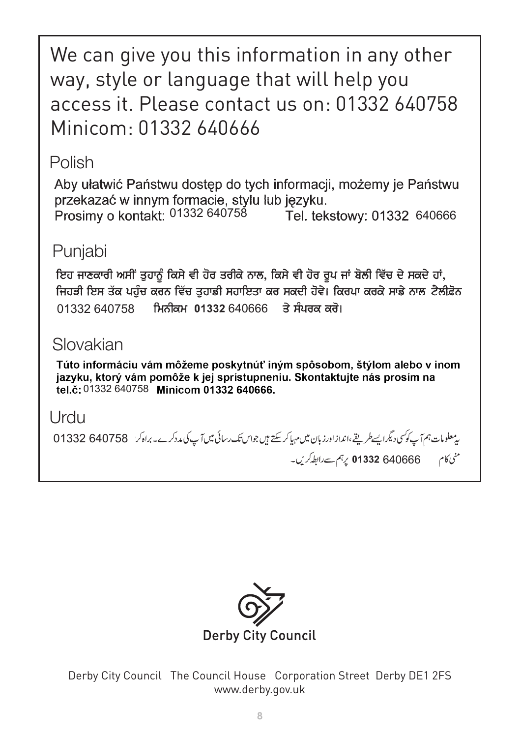We can give you this information in any other way, style or language that will help you access it. Please contact us on: 01332 640758 Minicom: 01332 640666

## Polish

Aby ułatwić Państwu dostęp do tych informacji, możemy je Państwu przekazać w innym formacie, stylu lub języku.
Prosimy o kontakt: 01332 640758 Tel. tekstowy: 01332 640666

## Punjabi

ਇਹ ਜਾਣਕਾਰੀ ਅਸੀਂ ਤੁਹਾਨੂੰ ਕਿਸੇ ਵੀ ਹੋਰ ਤਰੀਕੇ ਨਾਲ, ਕਿਸੇ ਵੀ ਹੋਰ ਰੂਪ ਜਾਂ ਬੋਲੀ ਵਿੱਚ ਦੇ ਸਕਦੇ ਹਾਂ, ਜਿਹੜੀ ਇਸ ਤੱਕ ਪਹੁੰਚ ਕਰਨ ਵਿੱਚ ਤੁਹਾਡੀ ਸਹਾਇਤਾ ਕਰ ਸਕਦੀ ਹੋਵੇ। ਕਿਰਪਾ ਕਰਕੇ ਸਾਡੇ ਨਾਲ ਟੈਲੀਫ਼ੋਨ 01332 640758 ਮਿਨੀਕਮ **01332** 640666 ਤੇ ਸੰਪਰਕ ਕਰੋ।

## Slovakian

**Túto informáciu vám môžeme poskytnúť iným spôsobom, štýlom alebo v inom jazyku, ktorý vám pomôže k jej sprístupneniu. Skontaktujte nás prosím na tel.č:** 01332 640758 **Minicom 01332 640666.**

## Urdu

یہ معلومات ہم آپ کو کسی دیگر ایسے طریقے، انداز اور زبان میں مہیا کر سکتے ہیں جو اس تک رسائی میں آپ کی مدد کرے۔ براہ کرم 01332 640758
منی کام 640666 **01332** پر ہم سے رابطہ کریں۔

Derby City Council

Derby City Council The Council House Corporation Street Derby DE1 2FS
www.derby.gov.uk